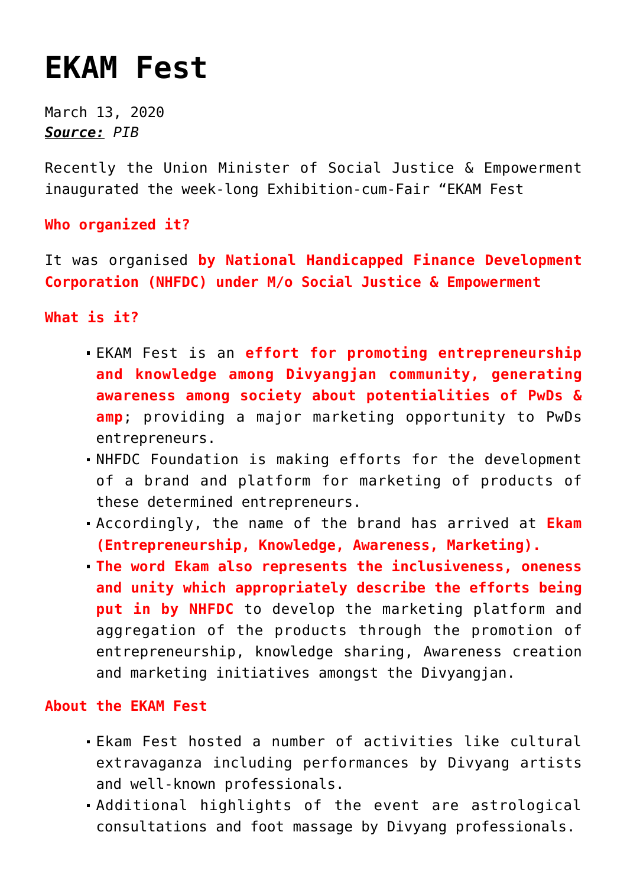# EKAM Fest

March 13, 2020
***Source:*** *PIB*

Recently the Union Minister of Social Justice & Empowerment inaugurated the week-long Exhibition-cum-Fair “EKAM Fest

**Who organized it?**

It was organised **by National Handicapped Finance Development Corporation (NHFDC) under M/o Social Justice & Empowerment**

**What is it?**

- EKAM Fest is an **effort for promoting entrepreneurship and knowledge among Divyangjan community, generating awareness among society about potentialities of PwDs & amp**; providing a major marketing opportunity to PwDs entrepreneurs.
- NHFDC Foundation is making efforts for the development of a brand and platform for marketing of products of these determined entrepreneurs.
- Accordingly, the name of the brand has arrived at **Ekam (Entrepreneurship, Knowledge, Awareness, Marketing).**
- **The word Ekam also represents the inclusiveness, oneness and unity which appropriately describe the efforts being put in by NHFDC** to develop the marketing platform and aggregation of the products through the promotion of entrepreneurship, knowledge sharing, Awareness creation and marketing initiatives amongst the Divyangjan.

**About the EKAM Fest**

- Ekam Fest hosted a number of activities like cultural extravaganza including performances by Divyang artists and well-known professionals.
- Additional highlights of the event are astrological consultations and foot massage by Divyang professionals.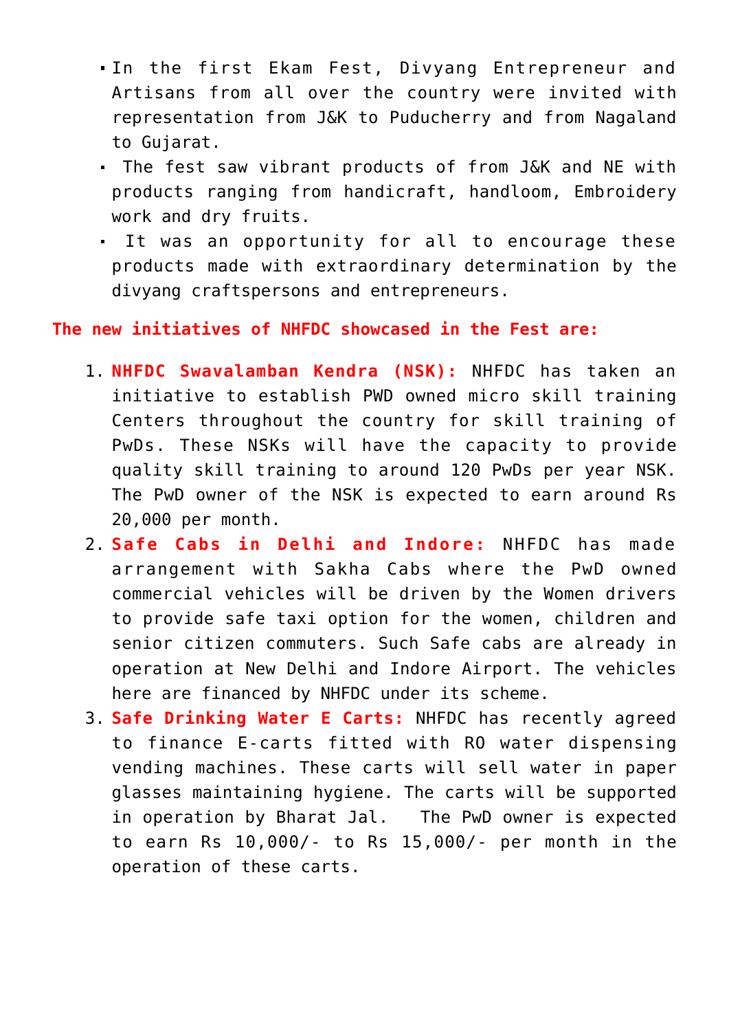- In the first Ekam Fest, Divyang Entrepreneur and Artisans from all over the country were invited with representation from J&K to Puducherry and from Nagaland to Gujarat.
- The fest saw vibrant products of from J&K and NE with products ranging from handicraft, handloom, Embroidery work and dry fruits.
- It was an opportunity for all to encourage these products made with extraordinary determination by the divyang craftspersons and entrepreneurs.

**The new initiatives of NHFDC showcased in the Fest are:**

1. **NHFDC Swavalamban Kendra (NSK):** NHFDC has taken an initiative to establish PWD owned micro skill training Centers throughout the country for skill training of PwDs. These NSKs will have the capacity to provide quality skill training to around 120 PwDs per year NSK. The PwD owner of the NSK is expected to earn around Rs 20,000 per month.
2. **Safe Cabs in Delhi and Indore:** NHFDC has made arrangement with Sakha Cabs where the PwD owned commercial vehicles will be driven by the Women drivers to provide safe taxi option for the women, children and senior citizen commuters. Such Safe cabs are already in operation at New Delhi and Indore Airport. The vehicles here are financed by NHFDC under its scheme.
3. **Safe Drinking Water E Carts:** NHFDC has recently agreed to finance E-carts fitted with RO water dispensing vending machines. These carts will sell water in paper glasses maintaining hygiene. The carts will be supported in operation by Bharat Jal. The PwD owner is expected to earn Rs 10,000/- to Rs 15,000/- per month in the operation of these carts.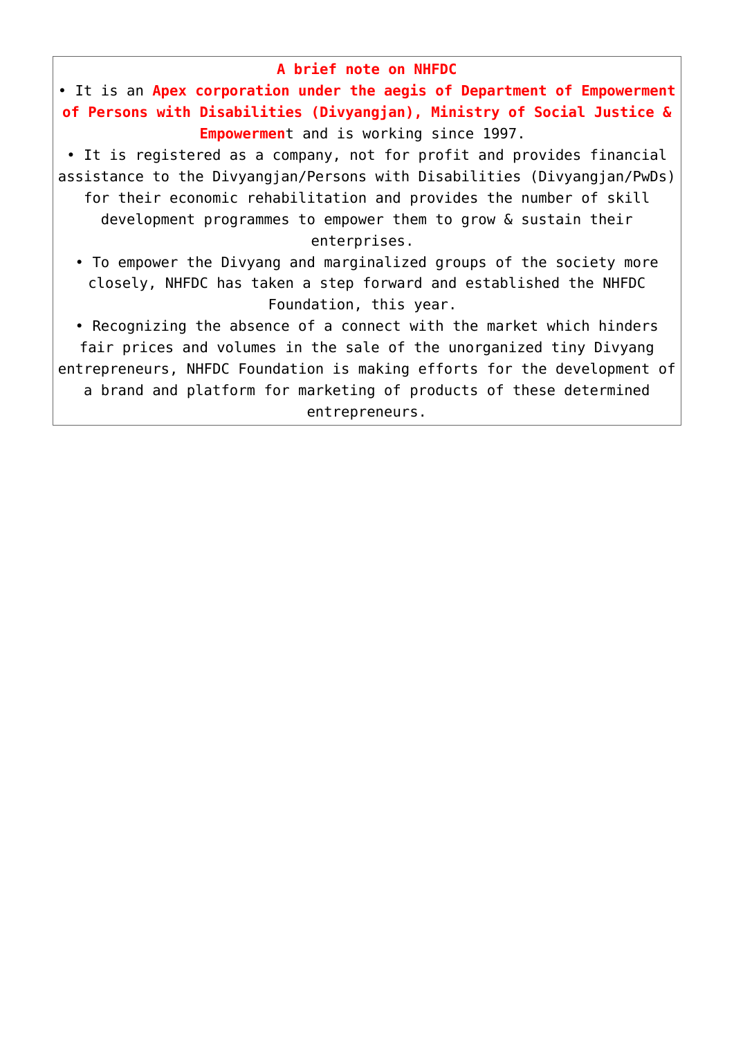**A brief note on NHFDC**

- It is an **Apex corporation under the aegis of Department of Empowerment of Persons with Disabilities (Divyangjan), Ministry of Social Justice & Empowermen**t and is working since 1997.
- It is registered as a company, not for profit and provides financial assistance to the Divyangjan/Persons with Disabilities (Divyangjan/PwDs) for their economic rehabilitation and provides the number of skill development programmes to empower them to grow & sustain their enterprises.
- To empower the Divyang and marginalized groups of the society more closely, NHFDC has taken a step forward and established the NHFDC Foundation, this year.
- Recognizing the absence of a connect with the market which hinders fair prices and volumes in the sale of the unorganized tiny Divyang entrepreneurs, NHFDC Foundation is making efforts for the development of a brand and platform for marketing of products of these determined entrepreneurs.